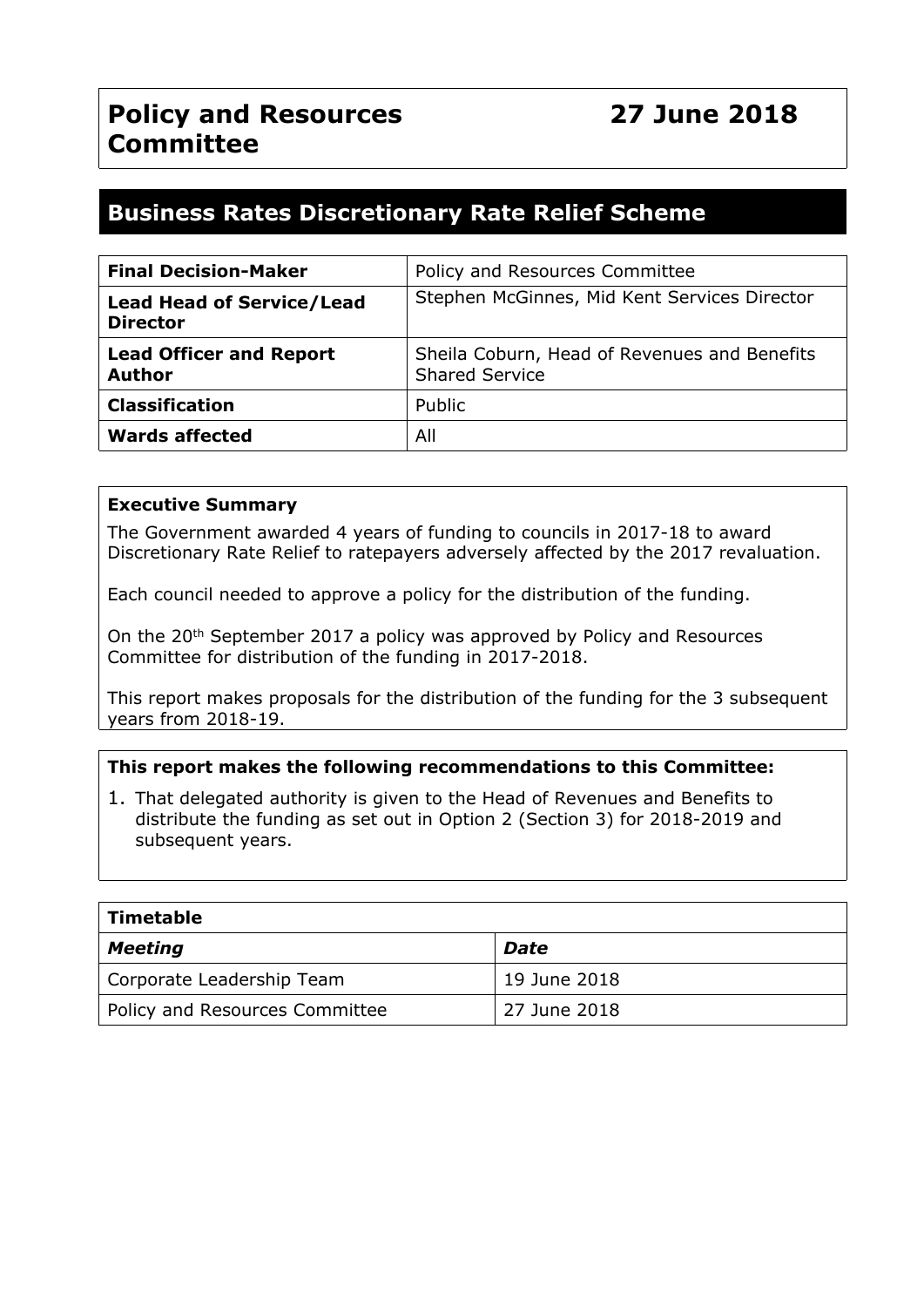# Policy and Resources Committee

**27 June 2018**

## Business Rates Discretionary Rate Relief Scheme

| | |
|---|---|
| **Final Decision-Maker** | Policy and Resources Committee |
| **Lead Head of Service/Lead Director** | Stephen McGinnes, Mid Kent Services Director |
| **Lead Officer and Report Author** | Sheila Coburn, Head of Revenues and Benefits Shared Service |
| **Classification** | Public |
| **Wards affected** | All |

**Executive Summary**

The Government awarded 4 years of funding to councils in 2017-18 to award Discretionary Rate Relief to ratepayers adversely affected by the 2017 revaluation.

Each council needed to approve a policy for the distribution of the funding.

On the 20th September 2017 a policy was approved by Policy and Resources Committee for distribution of the funding in 2017-2018.

This report makes proposals for the distribution of the funding for the 3 subsequent years from 2018-19.

**This report makes the following recommendations to this Committee:**

1. That delegated authority is given to the Head of Revenues and Benefits to distribute the funding as set out in Option 2 (Section 3) for 2018-2019 and subsequent years.

| **Timetable** | |
|---|---|
| ***Meeting*** | ***Date*** |
| Corporate Leadership Team | 19 June 2018 |
| Policy and Resources Committee | 27 June 2018 |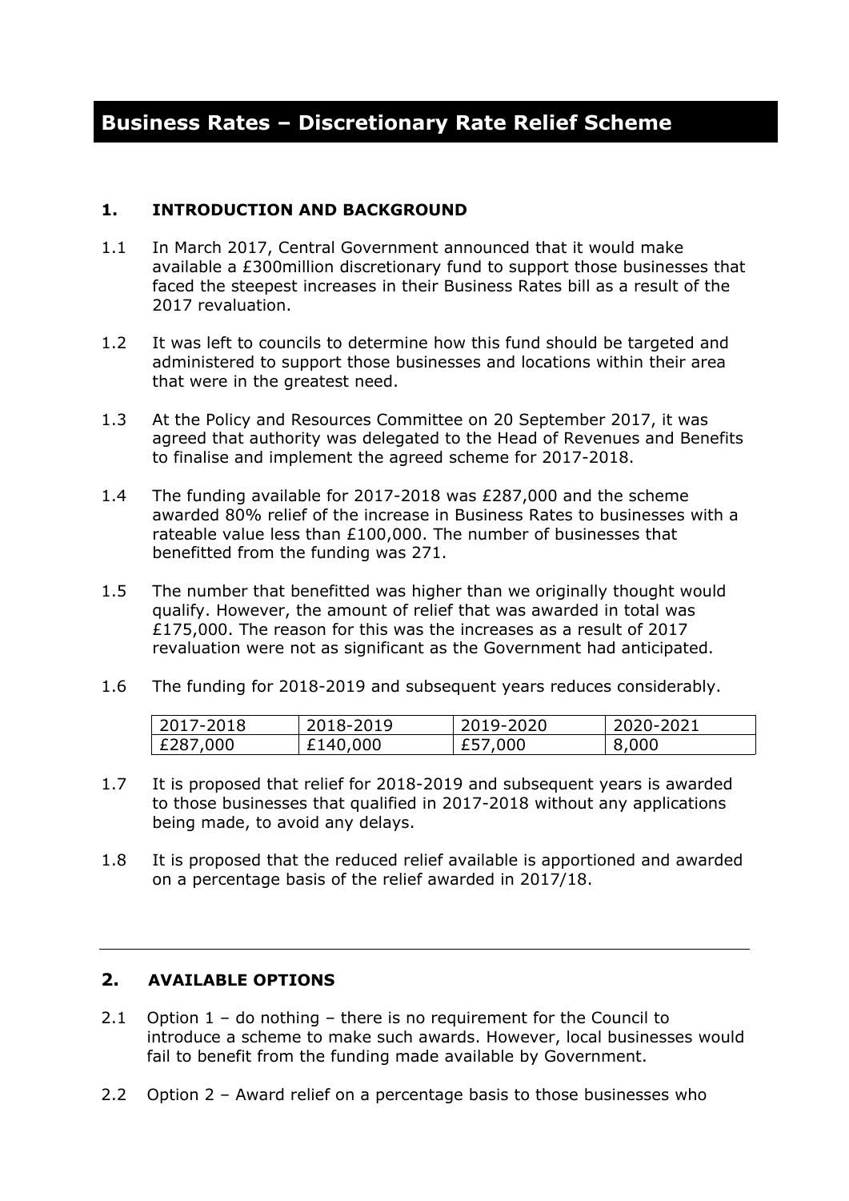# Business Rates – Discretionary Rate Relief Scheme

## 1. INTRODUCTION AND BACKGROUND

1.1 In March 2017, Central Government announced that it would make available a £300million discretionary fund to support those businesses that faced the steepest increases in their Business Rates bill as a result of the 2017 revaluation.

1.2 It was left to councils to determine how this fund should be targeted and administered to support those businesses and locations within their area that were in the greatest need.

1.3 At the Policy and Resources Committee on 20 September 2017, it was agreed that authority was delegated to the Head of Revenues and Benefits to finalise and implement the agreed scheme for 2017-2018.

1.4 The funding available for 2017-2018 was £287,000 and the scheme awarded 80% relief of the increase in Business Rates to businesses with a rateable value less than £100,000. The number of businesses that benefitted from the funding was 271.

1.5 The number that benefitted was higher than we originally thought would qualify. However, the amount of relief that was awarded in total was £175,000. The reason for this was the increases as a result of 2017 revaluation were not as significant as the Government had anticipated.

1.6 The funding for 2018-2019 and subsequent years reduces considerably.

| 2017-2018 | 2018-2019 | 2019-2020 | 2020-2021 |
|---|---|---|---|
| £287,000 | £140,000 | £57,000 | 8,000 |

1.7 It is proposed that relief for 2018-2019 and subsequent years is awarded to those businesses that qualified in 2017-2018 without any applications being made, to avoid any delays.

1.8 It is proposed that the reduced relief available is apportioned and awarded on a percentage basis of the relief awarded in 2017/18.

---

## 2. AVAILABLE OPTIONS

2.1 Option 1 – do nothing – there is no requirement for the Council to introduce a scheme to make such awards. However, local businesses would fail to benefit from the funding made available by Government.

2.2 Option 2 – Award relief on a percentage basis to those businesses who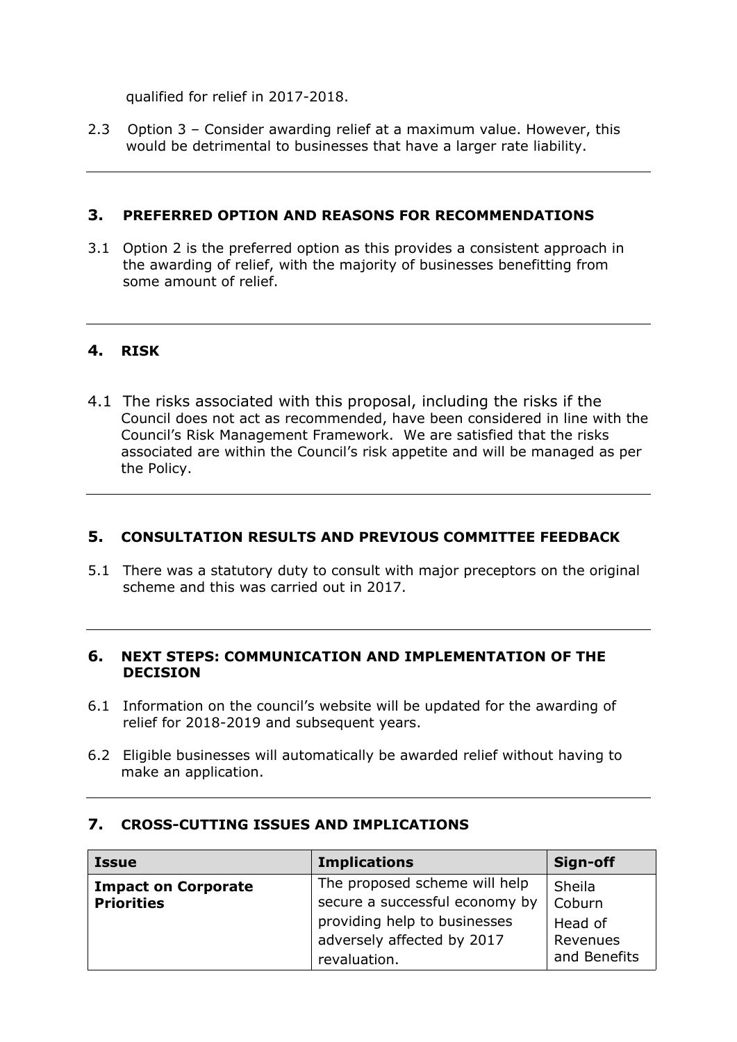qualified for relief in 2017-2018.

2.3 Option 3 – Consider awarding relief at a maximum value. However, this would be detrimental to businesses that have a larger rate liability.

## 3. PREFERRED OPTION AND REASONS FOR RECOMMENDATIONS

3.1 Option 2 is the preferred option as this provides a consistent approach in the awarding of relief, with the majority of businesses benefitting from some amount of relief.

## 4. RISK

4.1 The risks associated with this proposal, including the risks if the Council does not act as recommended, have been considered in line with the Council's Risk Management Framework. We are satisfied that the risks associated are within the Council's risk appetite and will be managed as per the Policy.

## 5. CONSULTATION RESULTS AND PREVIOUS COMMITTEE FEEDBACK

5.1 There was a statutory duty to consult with major preceptors on the original scheme and this was carried out in 2017.

## 6. NEXT STEPS: COMMUNICATION AND IMPLEMENTATION OF THE DECISION

6.1 Information on the council's website will be updated for the awarding of relief for 2018-2019 and subsequent years.

6.2 Eligible businesses will automatically be awarded relief without having to make an application.

## 7. CROSS-CUTTING ISSUES AND IMPLICATIONS

| Issue | Implications | Sign-off |
|---|---|---|
| **Impact on Corporate Priorities** | The proposed scheme will help secure a successful economy by providing help to businesses adversely affected by 2017 revaluation. | Sheila Coburn<br>Head of Revenues and Benefits |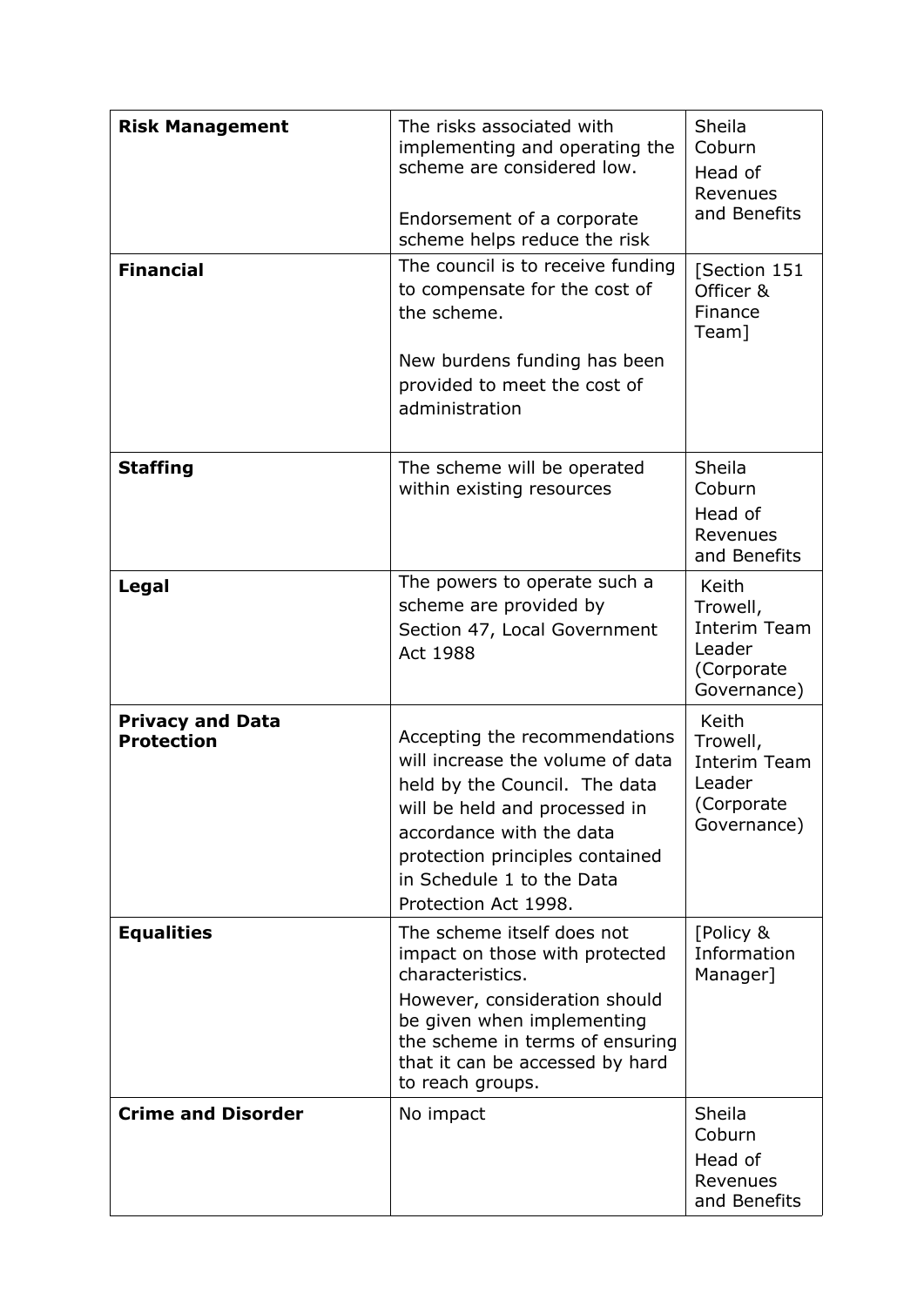| **Risk Management** | The risks associated with implementing and operating the scheme are considered low.<br><br>Endorsement of a corporate scheme helps reduce the risk | Sheila Coburn<br>Head of Revenues and Benefits |
|---|---|---|
| **Financial** | The council is to receive funding to compensate for the cost of the scheme.<br><br>New burdens funding has been provided to meet the cost of administration | [Section 151 Officer & Finance Team] |
| **Staffing** | The scheme will be operated within existing resources | Sheila Coburn<br>Head of Revenues and Benefits |
| **Legal** | The powers to operate such a scheme are provided by Section 47, Local Government Act 1988 | Keith Trowell, Interim Team Leader (Corporate Governance) |
| **Privacy and Data Protection** | Accepting the recommendations will increase the volume of data held by the Council. The data will be held and processed in accordance with the data protection principles contained in Schedule 1 to the Data Protection Act 1998. | Keith Trowell, Interim Team Leader (Corporate Governance) |
| **Equalities** | The scheme itself does not impact on those with protected characteristics.<br>However, consideration should be given when implementing the scheme in terms of ensuring that it can be accessed by hard to reach groups. | [Policy & Information Manager] |
| **Crime and Disorder** | No impact | Sheila Coburn<br>Head of Revenues and Benefits |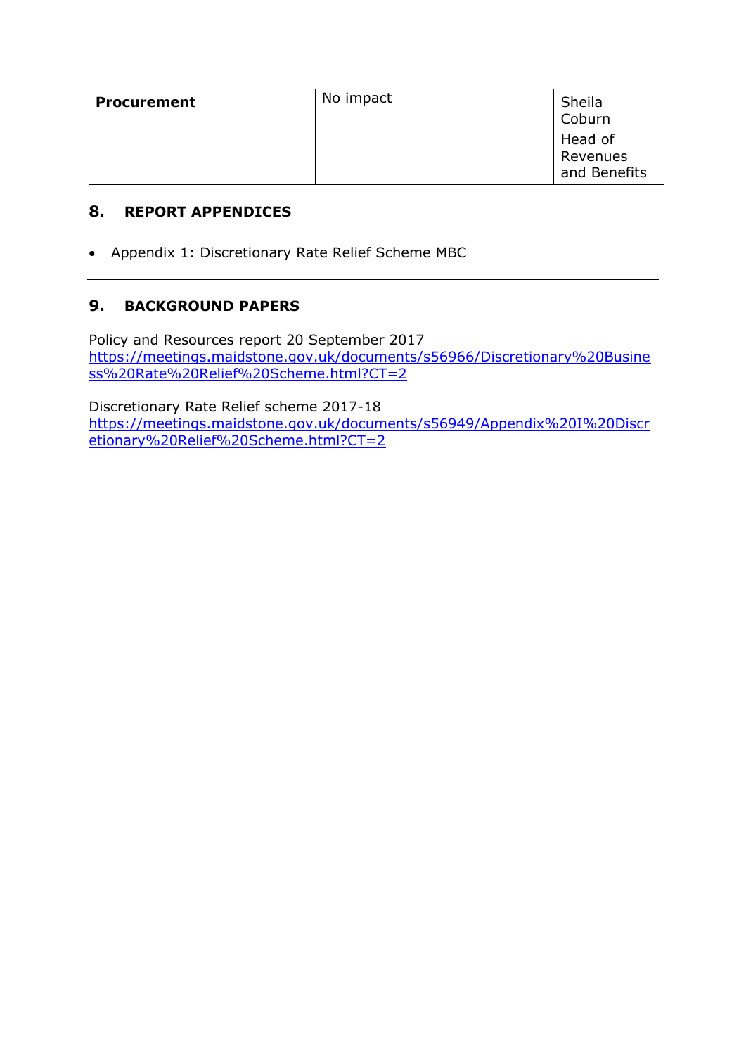| | | |
|---|---|---|
| **Procurement** | No impact | Sheila Coburn<br>Head of Revenues and Benefits |

## 8. REPORT APPENDICES

- Appendix 1: Discretionary Rate Relief Scheme MBC

---

## 9. BACKGROUND PAPERS

Policy and Resources report 20 September 2017
https://meetings.maidstone.gov.uk/documents/s56966/Discretionary%20Business%20Rate%20Relief%20Scheme.html?CT=2

Discretionary Rate Relief scheme 2017-18
https://meetings.maidstone.gov.uk/documents/s56949/Appendix%20I%20Discretionary%20Relief%20Scheme.html?CT=2